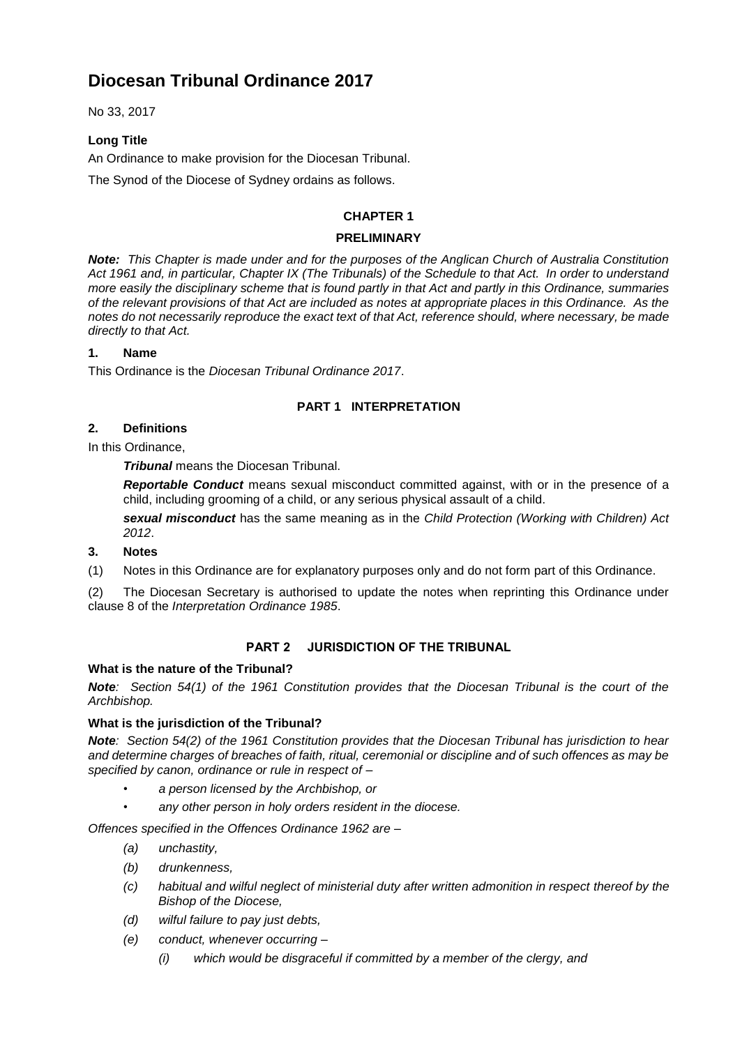# Diocesan Tribunal Ordinance 2017

No 33, 2017

### Long Title

An Ordinance to make provision for the Diocesan Tribunal.

The Synod of the Diocese of Sydney ordains as follows.

## CHAPTER 1

## PRELIMINARY

***Note:*** *This Chapter is made under and for the purposes of the Anglican Church of Australia Constitution Act 1961 and, in particular, Chapter IX (The Tribunals) of the Schedule to that Act. In order to understand more easily the disciplinary scheme that is found partly in that Act and partly in this Ordinance, summaries of the relevant provisions of that Act are included as notes at appropriate places in this Ordinance. As the notes do not necessarily reproduce the exact text of that Act, reference should, where necessary, be made directly to that Act.*

### 1. Name

This Ordinance is the *Diocesan Tribunal Ordinance 2017*.

## PART 1 INTERPRETATION

### 2. Definitions

In this Ordinance,

***Tribunal*** means the Diocesan Tribunal.

***Reportable Conduct*** means sexual misconduct committed against, with or in the presence of a child, including grooming of a child, or any serious physical assault of a child.

***sexual misconduct*** has the same meaning as in the *Child Protection (Working with Children) Act 2012*.

### 3. Notes

(1) Notes in this Ordinance are for explanatory purposes only and do not form part of this Ordinance.

(2) The Diocesan Secretary is authorised to update the notes when reprinting this Ordinance under clause 8 of the *Interpretation Ordinance 1985*.

## PART 2 JURISDICTION OF THE TRIBUNAL

### What is the nature of the Tribunal?

***Note****: Section 54(1) of the 1961 Constitution provides that the Diocesan Tribunal is the court of the Archbishop.*

### What is the jurisdiction of the Tribunal?

***Note****: Section 54(2) of the 1961 Constitution provides that the Diocesan Tribunal has jurisdiction to hear and determine charges of breaches of faith, ritual, ceremonial or discipline and of such offences as may be specified by canon, ordinance or rule in respect of –*

- *a person licensed by the Archbishop, or*
- *any other person in holy orders resident in the diocese.*

*Offences specified in the Offences Ordinance 1962 are –*

- *(a) unchastity,*
- *(b) drunkenness,*
- *(c) habitual and wilful neglect of ministerial duty after written admonition in respect thereof by the Bishop of the Diocese,*
- *(d) wilful failure to pay just debts,*
- *(e) conduct, whenever occurring –*
  - *(i) which would be disgraceful if committed by a member of the clergy, and*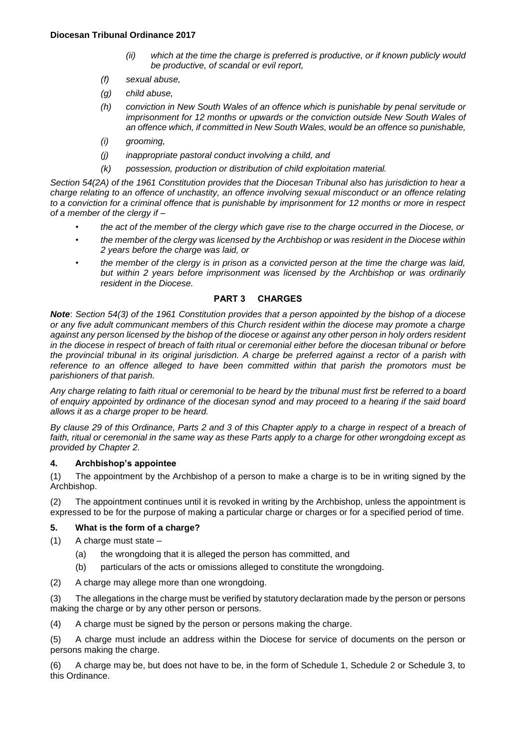*(ii) which at the time the charge is preferred is productive, or if known publicly would be productive, of scandal or evil report,*

*(f) sexual abuse,*

*(g) child abuse,*

*(h) conviction in New South Wales of an offence which is punishable by penal servitude or imprisonment for 12 months or upwards or the conviction outside New South Wales of an offence which, if committed in New South Wales, would be an offence so punishable,*

*(i) grooming,*

*(j) inappropriate pastoral conduct involving a child, and*

*(k) possession, production or distribution of child exploitation material.*

*Section 54(2A) of the 1961 Constitution provides that the Diocesan Tribunal also has jurisdiction to hear a charge relating to an offence of unchastity, an offence involving sexual misconduct or an offence relating to a conviction for a criminal offence that is punishable by imprisonment for 12 months or more in respect of a member of the clergy if –*

- *the act of the member of the clergy which gave rise to the charge occurred in the Diocese, or*
- *the member of the clergy was licensed by the Archbishop or was resident in the Diocese within 2 years before the charge was laid, or*
- *the member of the clergy is in prison as a convicted person at the time the charge was laid, but within 2 years before imprisonment was licensed by the Archbishop or was ordinarily resident in the Diocese.*

## PART 3 CHARGES

***Note***: *Section 54(3) of the 1961 Constitution provides that a person appointed by the bishop of a diocese or any five adult communicant members of this Church resident within the diocese may promote a charge against any person licensed by the bishop of the diocese or against any other person in holy orders resident in the diocese in respect of breach of faith ritual or ceremonial either before the diocesan tribunal or before the provincial tribunal in its original jurisdiction. A charge be preferred against a rector of a parish with reference to an offence alleged to have been committed within that parish the promotors must be parishioners of that parish.*

*Any charge relating to faith ritual or ceremonial to be heard by the tribunal must first be referred to a board of enquiry appointed by ordinance of the diocesan synod and may proceed to a hearing if the said board allows it as a charge proper to be heard.*

*By clause 29 of this Ordinance, Parts 2 and 3 of this Chapter apply to a charge in respect of a breach of faith, ritual or ceremonial in the same way as these Parts apply to a charge for other wrongdoing except as provided by Chapter 2.*

### 4. Archbishop's appointee

(1) The appointment by the Archbishop of a person to make a charge is to be in writing signed by the Archbishop.

(2) The appointment continues until it is revoked in writing by the Archbishop, unless the appointment is expressed to be for the purpose of making a particular charge or charges or for a specified period of time.

### 5. What is the form of a charge?

(1) A charge must state –

(a) the wrongdoing that it is alleged the person has committed, and

(b) particulars of the acts or omissions alleged to constitute the wrongdoing.

(2) A charge may allege more than one wrongdoing.

(3) The allegations in the charge must be verified by statutory declaration made by the person or persons making the charge or by any other person or persons.

(4) A charge must be signed by the person or persons making the charge.

(5) A charge must include an address within the Diocese for service of documents on the person or persons making the charge.

(6) A charge may be, but does not have to be, in the form of Schedule 1, Schedule 2 or Schedule 3, to this Ordinance.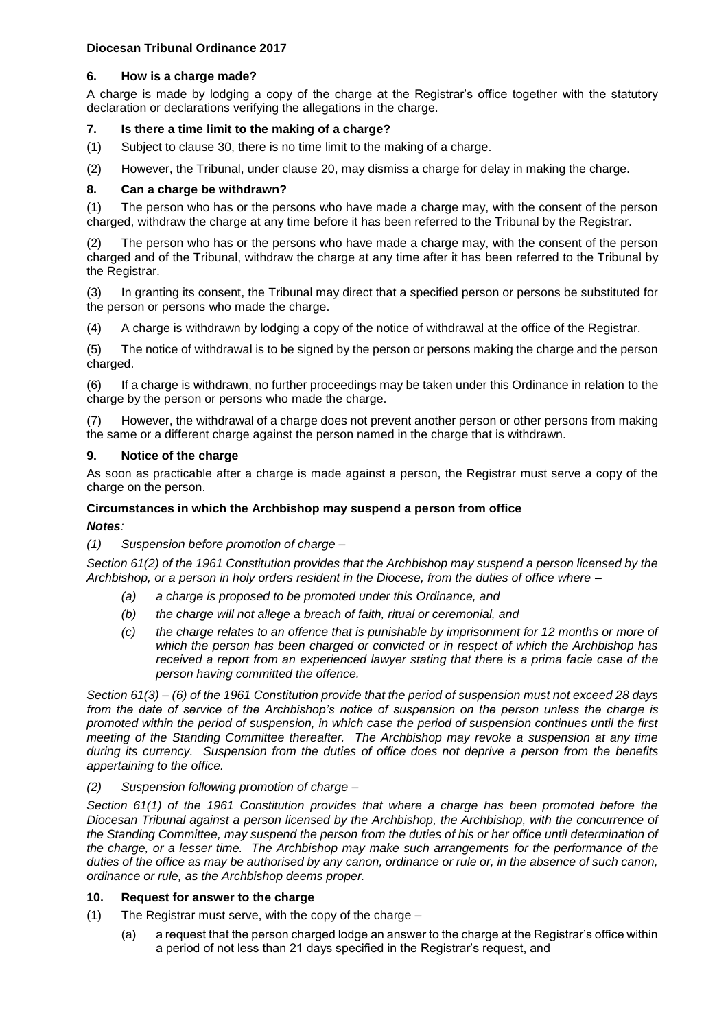**Diocesan Tribunal Ordinance 2017**

### 6. How is a charge made?

A charge is made by lodging a copy of the charge at the Registrar's office together with the statutory declaration or declarations verifying the allegations in the charge.

### 7. Is there a time limit to the making of a charge?

(1) Subject to clause 30, there is no time limit to the making of a charge.

(2) However, the Tribunal, under clause 20, may dismiss a charge for delay in making the charge.

### 8. Can a charge be withdrawn?

(1) The person who has or the persons who have made a charge may, with the consent of the person charged, withdraw the charge at any time before it has been referred to the Tribunal by the Registrar.

(2) The person who has or the persons who have made a charge may, with the consent of the person charged and of the Tribunal, withdraw the charge at any time after it has been referred to the Tribunal by the Registrar.

(3) In granting its consent, the Tribunal may direct that a specified person or persons be substituted for the person or persons who made the charge.

(4) A charge is withdrawn by lodging a copy of the notice of withdrawal at the office of the Registrar.

(5) The notice of withdrawal is to be signed by the person or persons making the charge and the person charged.

(6) If a charge is withdrawn, no further proceedings may be taken under this Ordinance in relation to the charge by the person or persons who made the charge.

(7) However, the withdrawal of a charge does not prevent another person or other persons from making the same or a different charge against the person named in the charge that is withdrawn.

### 9. Notice of the charge

As soon as practicable after a charge is made against a person, the Registrar must serve a copy of the charge on the person.

**Circumstances in which the Archbishop may suspend a person from office**

***Notes:***

*(1) Suspension before promotion of charge –*

*Section 61(2) of the 1961 Constitution provides that the Archbishop may suspend a person licensed by the Archbishop, or a person in holy orders resident in the Diocese, from the duties of office where –*

- *(a) a charge is proposed to be promoted under this Ordinance, and*
- *(b) the charge will not allege a breach of faith, ritual or ceremonial, and*
- *(c) the charge relates to an offence that is punishable by imprisonment for 12 months or more of which the person has been charged or convicted or in respect of which the Archbishop has received a report from an experienced lawyer stating that there is a prima facie case of the person having committed the offence.*

*Section 61(3) – (6) of the 1961 Constitution provide that the period of suspension must not exceed 28 days from the date of service of the Archbishop's notice of suspension on the person unless the charge is promoted within the period of suspension, in which case the period of suspension continues until the first meeting of the Standing Committee thereafter. The Archbishop may revoke a suspension at any time during its currency. Suspension from the duties of office does not deprive a person from the benefits appertaining to the office.*

*(2) Suspension following promotion of charge –*

*Section 61(1) of the 1961 Constitution provides that where a charge has been promoted before the Diocesan Tribunal against a person licensed by the Archbishop, the Archbishop, with the concurrence of the Standing Committee, may suspend the person from the duties of his or her office until determination of the charge, or a lesser time. The Archbishop may make such arrangements for the performance of the duties of the office as may be authorised by any canon, ordinance or rule or, in the absence of such canon, ordinance or rule, as the Archbishop deems proper.*

### 10. Request for answer to the charge

(1) The Registrar must serve, with the copy of the charge –

- (a) a request that the person charged lodge an answer to the charge at the Registrar's office within a period of not less than 21 days specified in the Registrar's request, and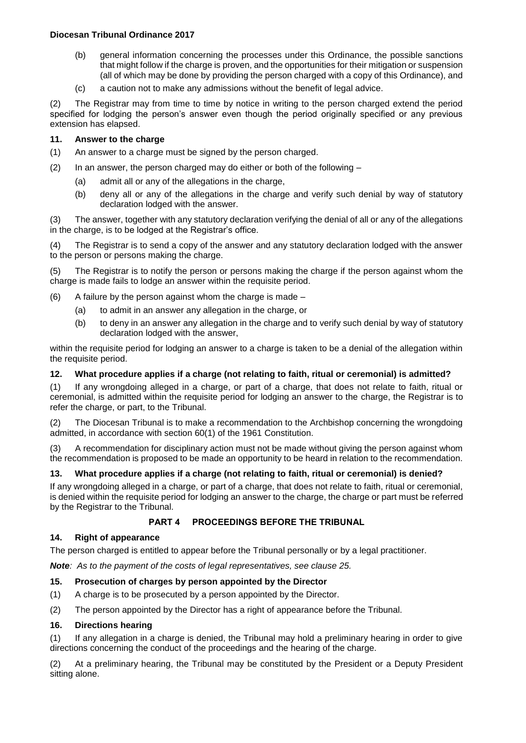(b) general information concerning the processes under this Ordinance, the possible sanctions that might follow if the charge is proven, and the opportunities for their mitigation or suspension (all of which may be done by providing the person charged with a copy of this Ordinance), and

(c) a caution not to make any admissions without the benefit of legal advice.

(2) The Registrar may from time to time by notice in writing to the person charged extend the period specified for lodging the person's answer even though the period originally specified or any previous extension has elapsed.

### 11. Answer to the charge

(1) An answer to a charge must be signed by the person charged.

(2) In an answer, the person charged may do either or both of the following –

(a) admit all or any of the allegations in the charge,

(b) deny all or any of the allegations in the charge and verify such denial by way of statutory declaration lodged with the answer.

(3) The answer, together with any statutory declaration verifying the denial of all or any of the allegations in the charge, is to be lodged at the Registrar's office.

(4) The Registrar is to send a copy of the answer and any statutory declaration lodged with the answer to the person or persons making the charge.

(5) The Registrar is to notify the person or persons making the charge if the person against whom the charge is made fails to lodge an answer within the requisite period.

(6) A failure by the person against whom the charge is made –

(a) to admit in an answer any allegation in the charge, or

(b) to deny in an answer any allegation in the charge and to verify such denial by way of statutory declaration lodged with the answer,

within the requisite period for lodging an answer to a charge is taken to be a denial of the allegation within the requisite period.

### 12. What procedure applies if a charge (not relating to faith, ritual or ceremonial) is admitted?

(1) If any wrongdoing alleged in a charge, or part of a charge, that does not relate to faith, ritual or ceremonial, is admitted within the requisite period for lodging an answer to the charge, the Registrar is to refer the charge, or part, to the Tribunal.

(2) The Diocesan Tribunal is to make a recommendation to the Archbishop concerning the wrongdoing admitted, in accordance with section 60(1) of the 1961 Constitution.

(3) A recommendation for disciplinary action must not be made without giving the person against whom the recommendation is proposed to be made an opportunity to be heard in relation to the recommendation.

### 13. What procedure applies if a charge (not relating to faith, ritual or ceremonial) is denied?

If any wrongdoing alleged in a charge, or part of a charge, that does not relate to faith, ritual or ceremonial, is denied within the requisite period for lodging an answer to the charge, the charge or part must be referred by the Registrar to the Tribunal.

## PART 4 PROCEEDINGS BEFORE THE TRIBUNAL

### 14. Right of appearance

The person charged is entitled to appear before the Tribunal personally or by a legal practitioner.

***Note**: As to the payment of the costs of legal representatives, see clause 25.*

### 15. Prosecution of charges by person appointed by the Director

(1) A charge is to be prosecuted by a person appointed by the Director.

(2) The person appointed by the Director has a right of appearance before the Tribunal.

### 16. Directions hearing

(1) If any allegation in a charge is denied, the Tribunal may hold a preliminary hearing in order to give directions concerning the conduct of the proceedings and the hearing of the charge.

(2) At a preliminary hearing, the Tribunal may be constituted by the President or a Deputy President sitting alone.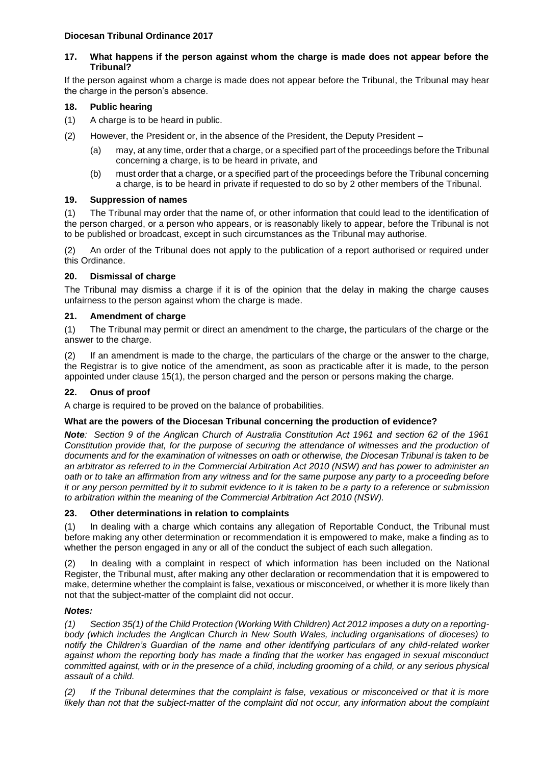### 17. What happens if the person against whom the charge is made does not appear before the Tribunal?

If the person against whom a charge is made does not appear before the Tribunal, the Tribunal may hear the charge in the person's absence.

### 18. Public hearing

(1) A charge is to be heard in public.

(2) However, the President or, in the absence of the President, the Deputy President –

- (a) may, at any time, order that a charge, or a specified part of the proceedings before the Tribunal concerning a charge, is to be heard in private, and
- (b) must order that a charge, or a specified part of the proceedings before the Tribunal concerning a charge, is to be heard in private if requested to do so by 2 other members of the Tribunal.

### 19. Suppression of names

(1) The Tribunal may order that the name of, or other information that could lead to the identification of the person charged, or a person who appears, or is reasonably likely to appear, before the Tribunal is not to be published or broadcast, except in such circumstances as the Tribunal may authorise.

(2) An order of the Tribunal does not apply to the publication of a report authorised or required under this Ordinance.

### 20. Dismissal of charge

The Tribunal may dismiss a charge if it is of the opinion that the delay in making the charge causes unfairness to the person against whom the charge is made.

### 21. Amendment of charge

(1) The Tribunal may permit or direct an amendment to the charge, the particulars of the charge or the answer to the charge.

(2) If an amendment is made to the charge, the particulars of the charge or the answer to the charge, the Registrar is to give notice of the amendment, as soon as practicable after it is made, to the person appointed under clause 15(1), the person charged and the person or persons making the charge.

### 22. Onus of proof

A charge is required to be proved on the balance of probabilities.

### What are the powers of the Diocesan Tribunal concerning the production of evidence?

***Note**: Section 9 of the Anglican Church of Australia Constitution Act 1961 and section 62 of the 1961 Constitution provide that, for the purpose of securing the attendance of witnesses and the production of documents and for the examination of witnesses on oath or otherwise, the Diocesan Tribunal is taken to be an arbitrator as referred to in the Commercial Arbitration Act 2010 (NSW) and has power to administer an oath or to take an affirmation from any witness and for the same purpose any party to a proceeding before it or any person permitted by it to submit evidence to it is taken to be a party to a reference or submission to arbitration within the meaning of the Commercial Arbitration Act 2010 (NSW).*

### 23. Other determinations in relation to complaints

(1) In dealing with a charge which contains any allegation of Reportable Conduct, the Tribunal must before making any other determination or recommendation it is empowered to make, make a finding as to whether the person engaged in any or all of the conduct the subject of each such allegation.

(2) In dealing with a complaint in respect of which information has been included on the National Register, the Tribunal must, after making any other declaration or recommendation that it is empowered to make, determine whether the complaint is false, vexatious or misconceived, or whether it is more likely than not that the subject-matter of the complaint did not occur.

***Notes:***

*(1) Section 35(1) of the Child Protection (Working With Children) Act 2012 imposes a duty on a reporting-body (which includes the Anglican Church in New South Wales, including organisations of dioceses) to notify the Children's Guardian of the name and other identifying particulars of any child-related worker against whom the reporting body has made a finding that the worker has engaged in sexual misconduct committed against, with or in the presence of a child, including grooming of a child, or any serious physical assault of a child.*

*(2) If the Tribunal determines that the complaint is false, vexatious or misconceived or that it is more likely than not that the subject-matter of the complaint did not occur, any information about the complaint*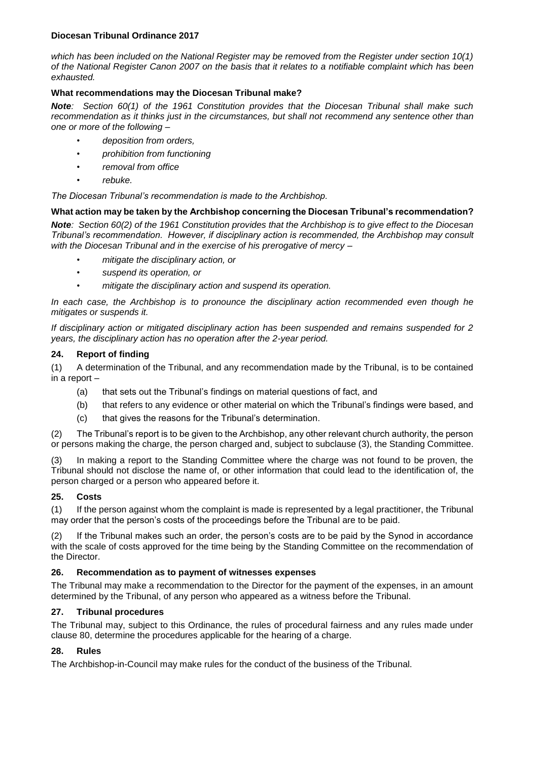*which has been included on the National Register may be removed from the Register under section 10(1) of the National Register Canon 2007 on the basis that it relates to a notifiable complaint which has been exhausted.*

**What recommendations may the Diocesan Tribunal make?**

***Note****: Section 60(1) of the 1961 Constitution provides that the Diocesan Tribunal shall make such recommendation as it thinks just in the circumstances, but shall not recommend any sentence other than one or more of the following –*

- *deposition from orders,*
- *prohibition from functioning*
- *removal from office*
- *rebuke.*

*The Diocesan Tribunal's recommendation is made to the Archbishop.*

**What action may be taken by the Archbishop concerning the Diocesan Tribunal's recommendation?**

***Note****: Section 60(2) of the 1961 Constitution provides that the Archbishop is to give effect to the Diocesan Tribunal's recommendation. However, if disciplinary action is recommended, the Archbishop may consult with the Diocesan Tribunal and in the exercise of his prerogative of mercy –*

- *mitigate the disciplinary action, or*
- *suspend its operation, or*
- *mitigate the disciplinary action and suspend its operation.*

*In each case, the Archbishop is to pronounce the disciplinary action recommended even though he mitigates or suspends it.*

*If disciplinary action or mitigated disciplinary action has been suspended and remains suspended for 2 years, the disciplinary action has no operation after the 2-year period.*

### 24. Report of finding

(1) A determination of the Tribunal, and any recommendation made by the Tribunal, is to be contained in a report –

(a) that sets out the Tribunal's findings on material questions of fact, and

(b) that refers to any evidence or other material on which the Tribunal's findings were based, and

(c) that gives the reasons for the Tribunal's determination.

(2) The Tribunal's report is to be given to the Archbishop, any other relevant church authority, the person or persons making the charge, the person charged and, subject to subclause (3), the Standing Committee.

(3) In making a report to the Standing Committee where the charge was not found to be proven, the Tribunal should not disclose the name of, or other information that could lead to the identification of, the person charged or a person who appeared before it.

### 25. Costs

(1) If the person against whom the complaint is made is represented by a legal practitioner, the Tribunal may order that the person's costs of the proceedings before the Tribunal are to be paid.

(2) If the Tribunal makes such an order, the person's costs are to be paid by the Synod in accordance with the scale of costs approved for the time being by the Standing Committee on the recommendation of the Director.

### 26. Recommendation as to payment of witnesses expenses

The Tribunal may make a recommendation to the Director for the payment of the expenses, in an amount determined by the Tribunal, of any person who appeared as a witness before the Tribunal.

### 27. Tribunal procedures

The Tribunal may, subject to this Ordinance, the rules of procedural fairness and any rules made under clause 80, determine the procedures applicable for the hearing of a charge.

### 28. Rules

The Archbishop-in-Council may make rules for the conduct of the business of the Tribunal.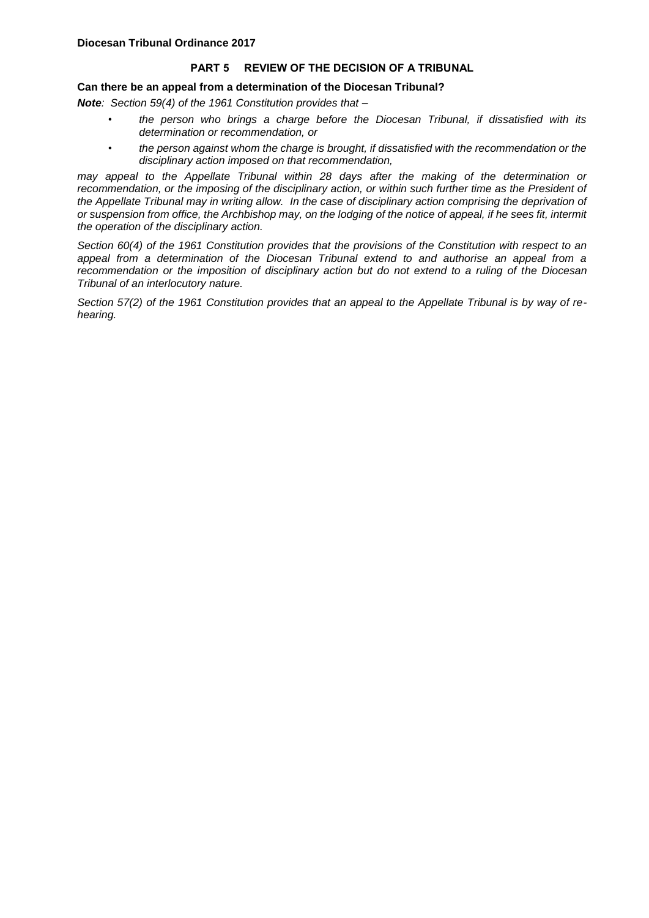## PART 5 REVIEW OF THE DECISION OF A TRIBUNAL

**Can there be an appeal from a determination of the Diocesan Tribunal?**

***Note**: Section 59(4) of the 1961 Constitution provides that –*

- *the person who brings a charge before the Diocesan Tribunal, if dissatisfied with its determination or recommendation, or*
- *the person against whom the charge is brought, if dissatisfied with the recommendation or the disciplinary action imposed on that recommendation,*

*may appeal to the Appellate Tribunal within 28 days after the making of the determination or recommendation, or the imposing of the disciplinary action, or within such further time as the President of the Appellate Tribunal may in writing allow. In the case of disciplinary action comprising the deprivation of or suspension from office, the Archbishop may, on the lodging of the notice of appeal, if he sees fit, intermit the operation of the disciplinary action.*

*Section 60(4) of the 1961 Constitution provides that the provisions of the Constitution with respect to an appeal from a determination of the Diocesan Tribunal extend to and authorise an appeal from a recommendation or the imposition of disciplinary action but do not extend to a ruling of the Diocesan Tribunal of an interlocutory nature.*

*Section 57(2) of the 1961 Constitution provides that an appeal to the Appellate Tribunal is by way of re-hearing.*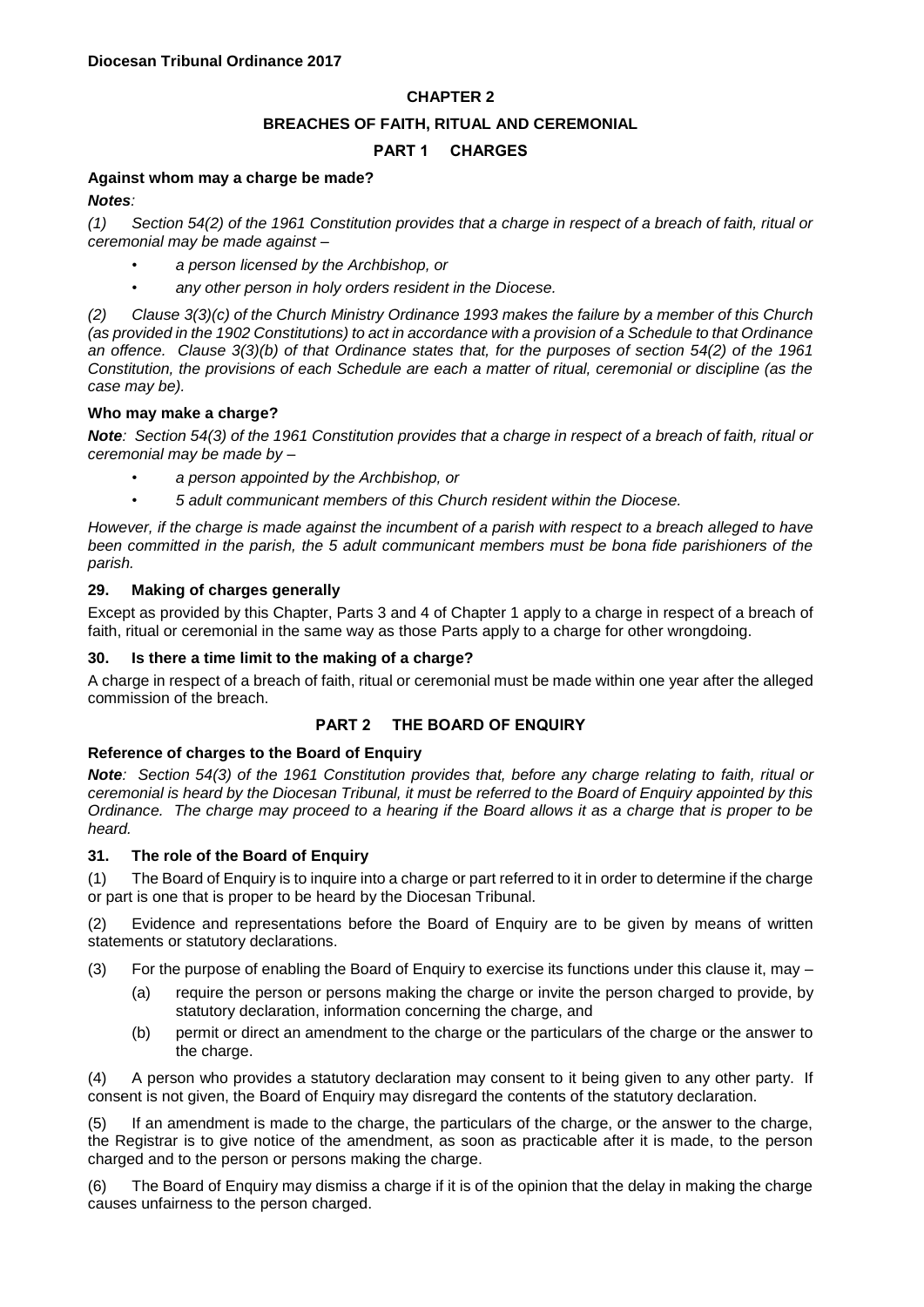## CHAPTER 2

## BREACHES OF FAITH, RITUAL AND CEREMONIAL

### PART 1 CHARGES

**Against whom may a charge be made?**

***Notes**:*

*(1) Section 54(2) of the 1961 Constitution provides that a charge in respect of a breach of faith, ritual or ceremonial may be made against –*

- *a person licensed by the Archbishop, or*
- *any other person in holy orders resident in the Diocese.*

*(2) Clause 3(3)(c) of the Church Ministry Ordinance 1993 makes the failure by a member of this Church (as provided in the 1902 Constitutions) to act in accordance with a provision of a Schedule to that Ordinance an offence. Clause 3(3)(b) of that Ordinance states that, for the purposes of section 54(2) of the 1961 Constitution, the provisions of each Schedule are each a matter of ritual, ceremonial or discipline (as the case may be).*

**Who may make a charge?**

***Note**: Section 54(3) of the 1961 Constitution provides that a charge in respect of a breach of faith, ritual or ceremonial may be made by –*

- *a person appointed by the Archbishop, or*
- *5 adult communicant members of this Church resident within the Diocese.*

*However, if the charge is made against the incumbent of a parish with respect to a breach alleged to have been committed in the parish, the 5 adult communicant members must be bona fide parishioners of the parish.*

**29. Making of charges generally**

Except as provided by this Chapter, Parts 3 and 4 of Chapter 1 apply to a charge in respect of a breach of faith, ritual or ceremonial in the same way as those Parts apply to a charge for other wrongdoing.

**30. Is there a time limit to the making of a charge?**

A charge in respect of a breach of faith, ritual or ceremonial must be made within one year after the alleged commission of the breach.

### PART 2 THE BOARD OF ENQUIRY

**Reference of charges to the Board of Enquiry**

***Note**: Section 54(3) of the 1961 Constitution provides that, before any charge relating to faith, ritual or ceremonial is heard by the Diocesan Tribunal, it must be referred to the Board of Enquiry appointed by this Ordinance. The charge may proceed to a hearing if the Board allows it as a charge that is proper to be heard.*

**31. The role of the Board of Enquiry**

(1) The Board of Enquiry is to inquire into a charge or part referred to it in order to determine if the charge or part is one that is proper to be heard by the Diocesan Tribunal.

(2) Evidence and representations before the Board of Enquiry are to be given by means of written statements or statutory declarations.

(3) For the purpose of enabling the Board of Enquiry to exercise its functions under this clause it, may –

- (a) require the person or persons making the charge or invite the person charged to provide, by statutory declaration, information concerning the charge, and
- (b) permit or direct an amendment to the charge or the particulars of the charge or the answer to the charge.

(4) A person who provides a statutory declaration may consent to it being given to any other party. If consent is not given, the Board of Enquiry may disregard the contents of the statutory declaration.

(5) If an amendment is made to the charge, the particulars of the charge, or the answer to the charge, the Registrar is to give notice of the amendment, as soon as practicable after it is made, to the person charged and to the person or persons making the charge.

(6) The Board of Enquiry may dismiss a charge if it is of the opinion that the delay in making the charge causes unfairness to the person charged.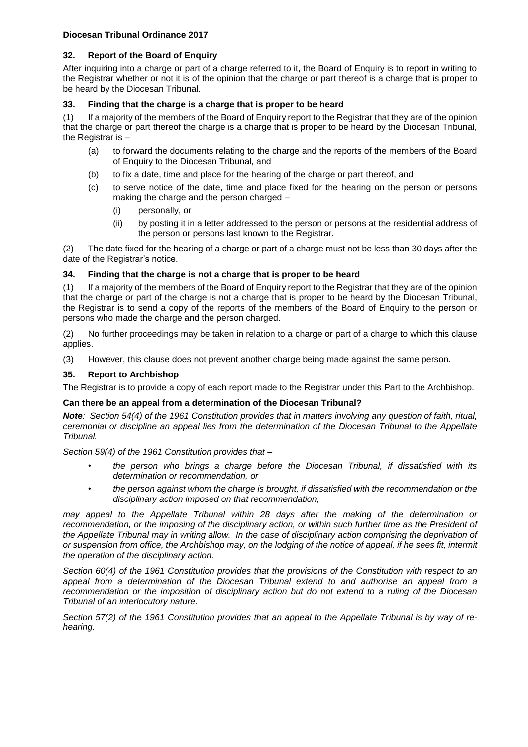### 32. Report of the Board of Enquiry

After inquiring into a charge or part of a charge referred to it, the Board of Enquiry is to report in writing to the Registrar whether or not it is of the opinion that the charge or part thereof is a charge that is proper to be heard by the Diocesan Tribunal.

### 33. Finding that the charge is a charge that is proper to be heard

(1) If a majority of the members of the Board of Enquiry report to the Registrar that they are of the opinion that the charge or part thereof the charge is a charge that is proper to be heard by the Diocesan Tribunal, the Registrar is –

- (a) to forward the documents relating to the charge and the reports of the members of the Board of Enquiry to the Diocesan Tribunal, and
- (b) to fix a date, time and place for the hearing of the charge or part thereof, and
- (c) to serve notice of the date, time and place fixed for the hearing on the person or persons making the charge and the person charged –
  - (i) personally, or
  - (ii) by posting it in a letter addressed to the person or persons at the residential address of the person or persons last known to the Registrar.

(2) The date fixed for the hearing of a charge or part of a charge must not be less than 30 days after the date of the Registrar's notice.

### 34. Finding that the charge is not a charge that is proper to be heard

(1) If a majority of the members of the Board of Enquiry report to the Registrar that they are of the opinion that the charge or part of the charge is not a charge that is proper to be heard by the Diocesan Tribunal, the Registrar is to send a copy of the reports of the members of the Board of Enquiry to the person or persons who made the charge and the person charged.

(2) No further proceedings may be taken in relation to a charge or part of a charge to which this clause applies.

(3) However, this clause does not prevent another charge being made against the same person.

### 35. Report to Archbishop

The Registrar is to provide a copy of each report made to the Registrar under this Part to the Archbishop.

#### Can there be an appeal from a determination of the Diocesan Tribunal?

***Note**: Section 54(4) of the 1961 Constitution provides that in matters involving any question of faith, ritual, ceremonial or discipline an appeal lies from the determination of the Diocesan Tribunal to the Appellate Tribunal.*

*Section 59(4) of the 1961 Constitution provides that –*

- *the person who brings a charge before the Diocesan Tribunal, if dissatisfied with its determination or recommendation, or*
- *the person against whom the charge is brought, if dissatisfied with the recommendation or the disciplinary action imposed on that recommendation,*

*may appeal to the Appellate Tribunal within 28 days after the making of the determination or recommendation, or the imposing of the disciplinary action, or within such further time as the President of the Appellate Tribunal may in writing allow. In the case of disciplinary action comprising the deprivation of or suspension from office, the Archbishop may, on the lodging of the notice of appeal, if he sees fit, intermit the operation of the disciplinary action.*

*Section 60(4) of the 1961 Constitution provides that the provisions of the Constitution with respect to an appeal from a determination of the Diocesan Tribunal extend to and authorise an appeal from a recommendation or the imposition of disciplinary action but do not extend to a ruling of the Diocesan Tribunal of an interlocutory nature.*

*Section 57(2) of the 1961 Constitution provides that an appeal to the Appellate Tribunal is by way of re-hearing.*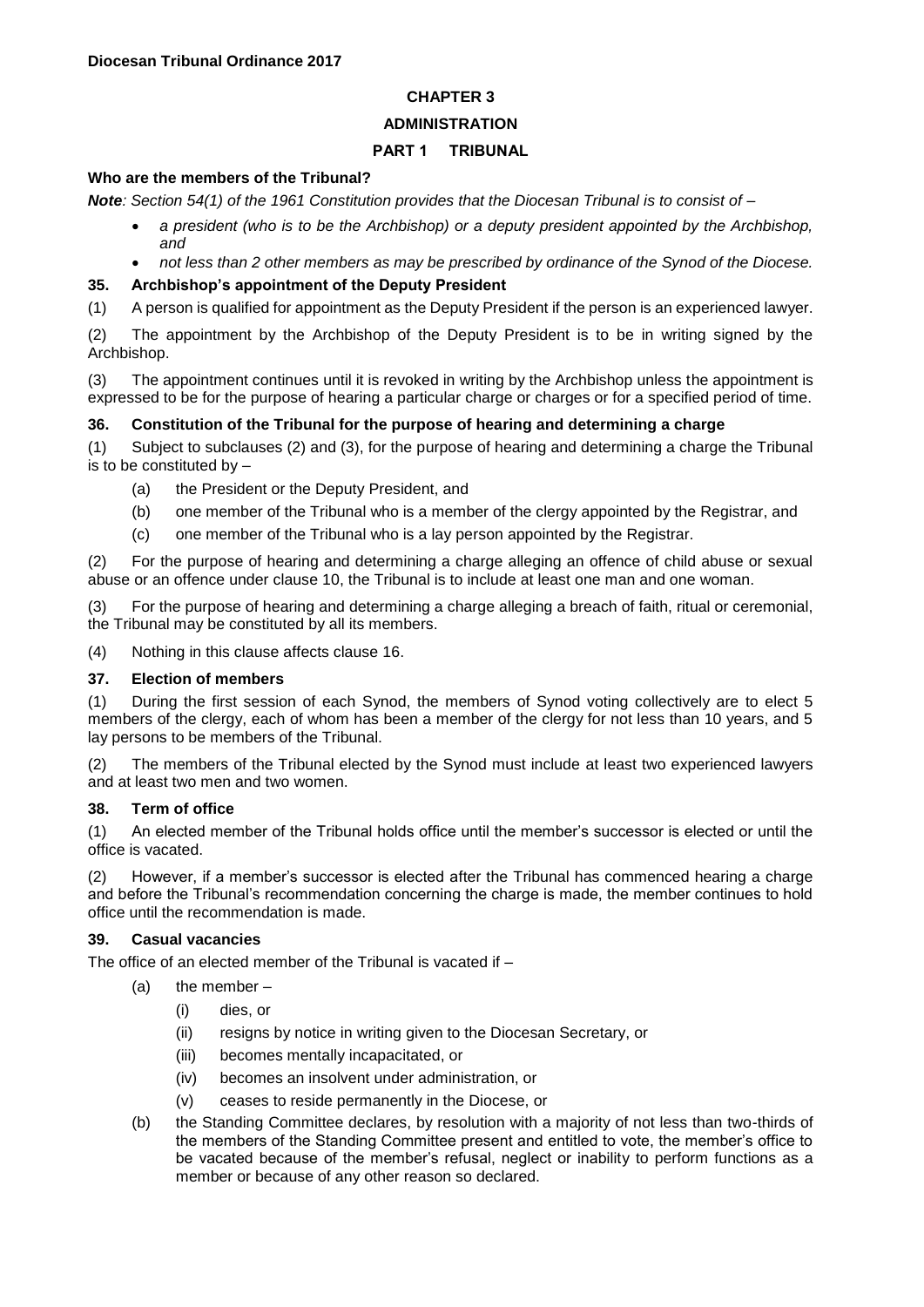## CHAPTER 3

## ADMINISTRATION

## PART 1 TRIBUNAL

### Who are the members of the Tribunal?

***Note**: Section 54(1) of the 1961 Constitution provides that the Diocesan Tribunal is to consist of –*

- *a president (who is to be the Archbishop) or a deputy president appointed by the Archbishop, and*
- *not less than 2 other members as may be prescribed by ordinance of the Synod of the Diocese.*

### 35. Archbishop's appointment of the Deputy President

(1) A person is qualified for appointment as the Deputy President if the person is an experienced lawyer.

(2) The appointment by the Archbishop of the Deputy President is to be in writing signed by the Archbishop.

(3) The appointment continues until it is revoked in writing by the Archbishop unless the appointment is expressed to be for the purpose of hearing a particular charge or charges or for a specified period of time.

### 36. Constitution of the Tribunal for the purpose of hearing and determining a charge

(1) Subject to subclauses (2) and (3), for the purpose of hearing and determining a charge the Tribunal is to be constituted by –

- (a) the President or the Deputy President, and
- (b) one member of the Tribunal who is a member of the clergy appointed by the Registrar, and
- (c) one member of the Tribunal who is a lay person appointed by the Registrar.

(2) For the purpose of hearing and determining a charge alleging an offence of child abuse or sexual abuse or an offence under clause 10, the Tribunal is to include at least one man and one woman.

(3) For the purpose of hearing and determining a charge alleging a breach of faith, ritual or ceremonial, the Tribunal may be constituted by all its members.

(4) Nothing in this clause affects clause 16.

### 37. Election of members

(1) During the first session of each Synod, the members of Synod voting collectively are to elect 5 members of the clergy, each of whom has been a member of the clergy for not less than 10 years, and 5 lay persons to be members of the Tribunal.

(2) The members of the Tribunal elected by the Synod must include at least two experienced lawyers and at least two men and two women.

### 38. Term of office

(1) An elected member of the Tribunal holds office until the member's successor is elected or until the office is vacated.

(2) However, if a member's successor is elected after the Tribunal has commenced hearing a charge and before the Tribunal's recommendation concerning the charge is made, the member continues to hold office until the recommendation is made.

### 39. Casual vacancies

The office of an elected member of the Tribunal is vacated if –

- (a) the member –
  - (i) dies, or
  - (ii) resigns by notice in writing given to the Diocesan Secretary, or
  - (iii) becomes mentally incapacitated, or
  - (iv) becomes an insolvent under administration, or
  - (v) ceases to reside permanently in the Diocese, or
- (b) the Standing Committee declares, by resolution with a majority of not less than two-thirds of the members of the Standing Committee present and entitled to vote, the member's office to be vacated because of the member's refusal, neglect or inability to perform functions as a member or because of any other reason so declared.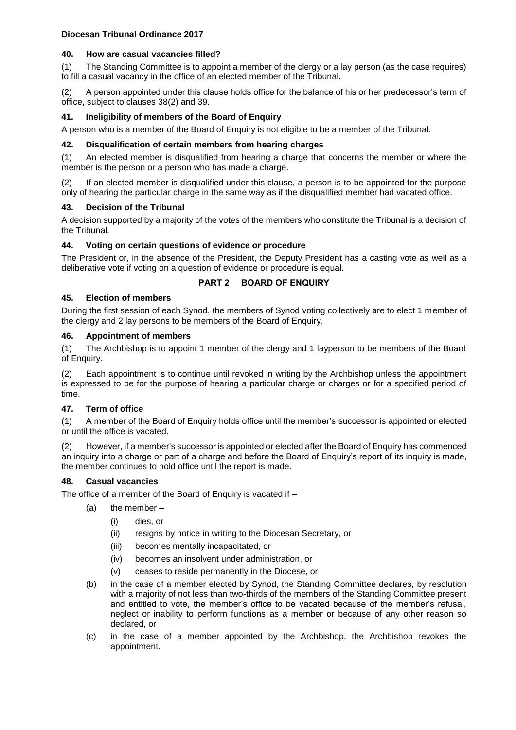### 40. How are casual vacancies filled?

(1) The Standing Committee is to appoint a member of the clergy or a lay person (as the case requires) to fill a casual vacancy in the office of an elected member of the Tribunal.

(2) A person appointed under this clause holds office for the balance of his or her predecessor's term of office, subject to clauses 38(2) and 39.

### 41. Ineligibility of members of the Board of Enquiry

A person who is a member of the Board of Enquiry is not eligible to be a member of the Tribunal.

### 42. Disqualification of certain members from hearing charges

(1) An elected member is disqualified from hearing a charge that concerns the member or where the member is the person or a person who has made a charge.

(2) If an elected member is disqualified under this clause, a person is to be appointed for the purpose only of hearing the particular charge in the same way as if the disqualified member had vacated office.

### 43. Decision of the Tribunal

A decision supported by a majority of the votes of the members who constitute the Tribunal is a decision of the Tribunal.

### 44. Voting on certain questions of evidence or procedure

The President or, in the absence of the President, the Deputy President has a casting vote as well as a deliberative vote if voting on a question of evidence or procedure is equal.

## PART 2 BOARD OF ENQUIRY

### 45. Election of members

During the first session of each Synod, the members of Synod voting collectively are to elect 1 member of the clergy and 2 lay persons to be members of the Board of Enquiry.

### 46. Appointment of members

(1) The Archbishop is to appoint 1 member of the clergy and 1 layperson to be members of the Board of Enquiry.

(2) Each appointment is to continue until revoked in writing by the Archbishop unless the appointment is expressed to be for the purpose of hearing a particular charge or charges or for a specified period of time.

### 47. Term of office

(1) A member of the Board of Enquiry holds office until the member's successor is appointed or elected or until the office is vacated.

(2) However, if a member's successor is appointed or elected after the Board of Enquiry has commenced an inquiry into a charge or part of a charge and before the Board of Enquiry's report of its inquiry is made, the member continues to hold office until the report is made.

### 48. Casual vacancies

The office of a member of the Board of Enquiry is vacated if –

- (a) the member –
  - (i) dies, or
  - (ii) resigns by notice in writing to the Diocesan Secretary, or
  - (iii) becomes mentally incapacitated, or
  - (iv) becomes an insolvent under administration, or
  - (v) ceases to reside permanently in the Diocese, or
- (b) in the case of a member elected by Synod, the Standing Committee declares, by resolution with a majority of not less than two-thirds of the members of the Standing Committee present and entitled to vote, the member's office to be vacated because of the member's refusal, neglect or inability to perform functions as a member or because of any other reason so declared, or
- (c) in the case of a member appointed by the Archbishop, the Archbishop revokes the appointment.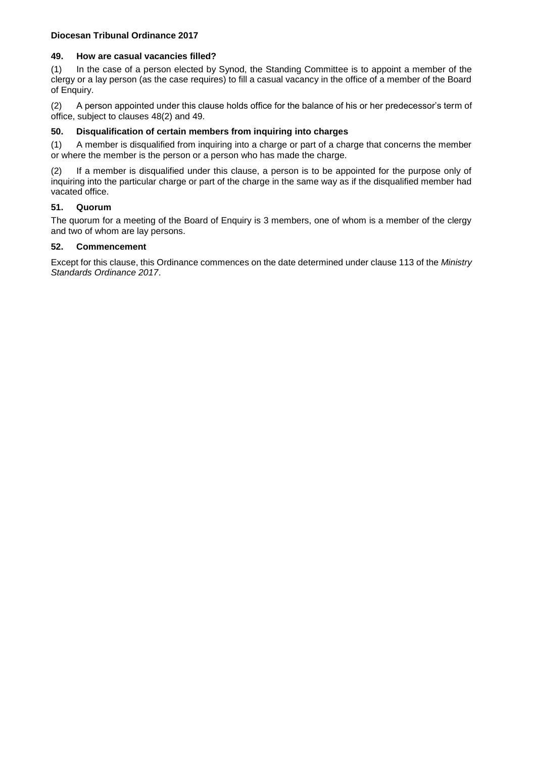### 49. How are casual vacancies filled?

(1) In the case of a person elected by Synod, the Standing Committee is to appoint a member of the clergy or a lay person (as the case requires) to fill a casual vacancy in the office of a member of the Board of Enquiry.

(2) A person appointed under this clause holds office for the balance of his or her predecessor's term of office, subject to clauses 48(2) and 49.

### 50. Disqualification of certain members from inquiring into charges

(1) A member is disqualified from inquiring into a charge or part of a charge that concerns the member or where the member is the person or a person who has made the charge.

(2) If a member is disqualified under this clause, a person is to be appointed for the purpose only of inquiring into the particular charge or part of the charge in the same way as if the disqualified member had vacated office.

### 51. Quorum

The quorum for a meeting of the Board of Enquiry is 3 members, one of whom is a member of the clergy and two of whom are lay persons.

### 52. Commencement

Except for this clause, this Ordinance commences on the date determined under clause 113 of the *Ministry Standards Ordinance 2017*.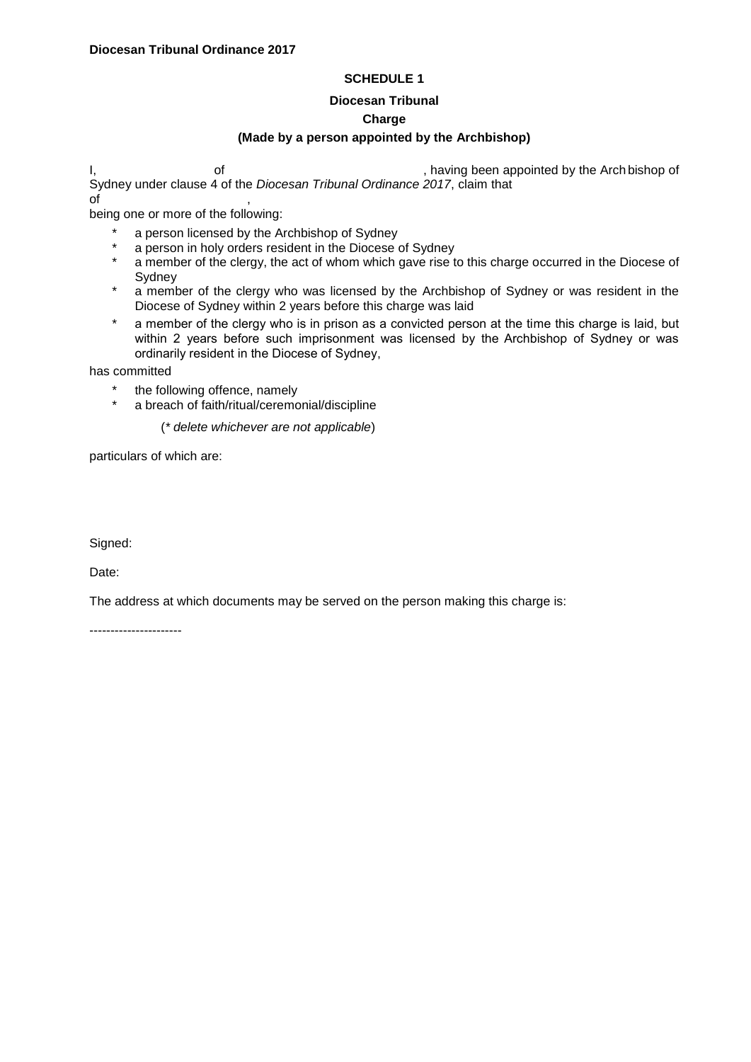**SCHEDULE 1**

**Diocesan Tribunal**

**Charge**

**(Made by a person appointed by the Archbishop)**

I, of , having been appointed by the Archbishop of Sydney under clause 4 of the *Diocesan Tribunal Ordinance 2017*, claim that of ,

being one or more of the following:

- \* a person licensed by the Archbishop of Sydney
- \* a person in holy orders resident in the Diocese of Sydney
- \* a member of the clergy, the act of whom which gave rise to this charge occurred in the Diocese of Sydney
- \* a member of the clergy who was licensed by the Archbishop of Sydney or was resident in the Diocese of Sydney within 2 years before this charge was laid
- \* a member of the clergy who is in prison as a convicted person at the time this charge is laid, but within 2 years before such imprisonment was licensed by the Archbishop of Sydney or was ordinarily resident in the Diocese of Sydney,

has committed

- \* the following offence, namely
- \* a breach of faith/ritual/ceremonial/discipline

(*\* delete whichever are not applicable*)

particulars of which are:

Signed:

Date:

The address at which documents may be served on the person making this charge is:

----------------------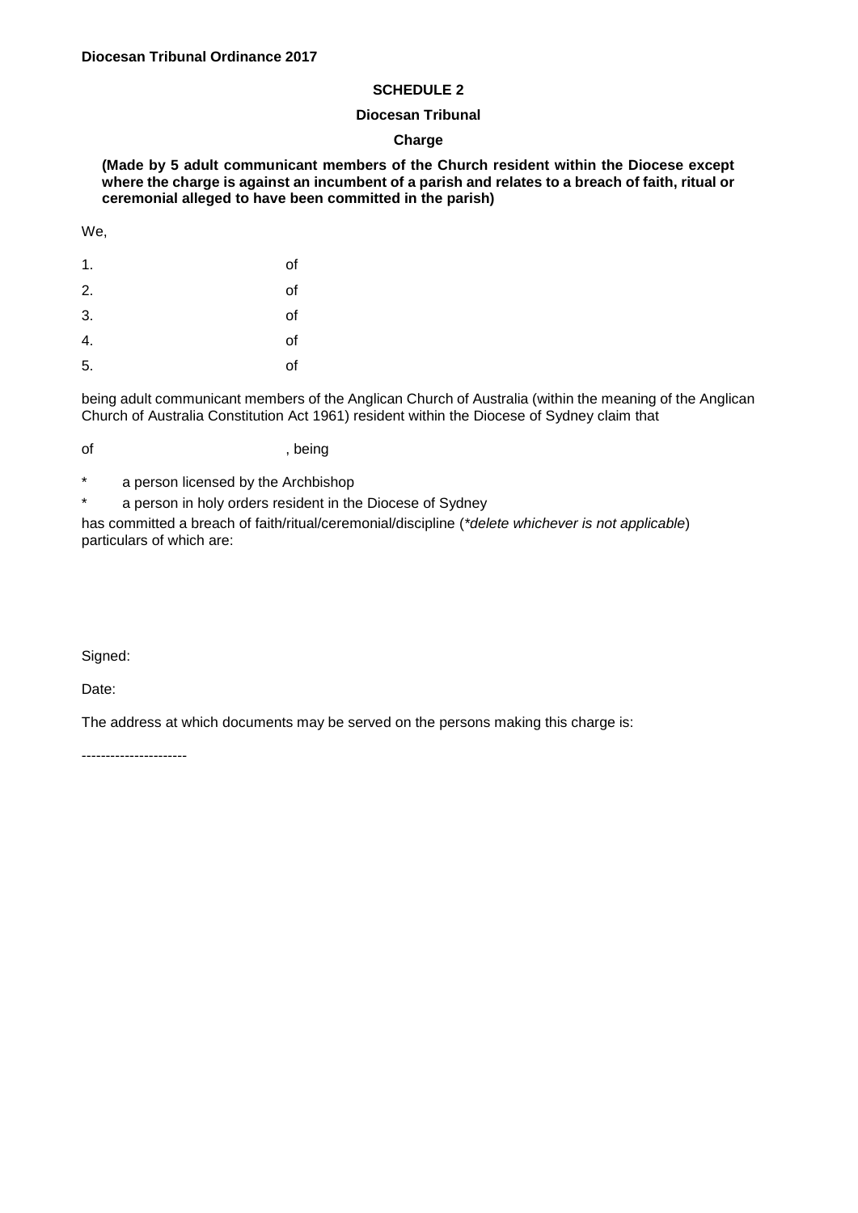**SCHEDULE 2**

**Diocesan Tribunal**

**Charge**

**(Made by 5 adult communicant members of the Church resident within the Diocese except where the charge is against an incumbent of a parish and relates to a breach of faith, ritual or ceremonial alleged to have been committed in the parish)**

We,

1. of
2. of
3. of
4. of
5. of

being adult communicant members of the Anglican Church of Australia (within the meaning of the Anglican Church of Australia Constitution Act 1961) resident within the Diocese of Sydney claim that

of , being

\* a person licensed by the Archbishop

\* a person in holy orders resident in the Diocese of Sydney

has committed a breach of faith/ritual/ceremonial/discipline (*\*delete whichever is not applicable*) particulars of which are:

Signed:

Date:

The address at which documents may be served on the persons making this charge is:

----------------------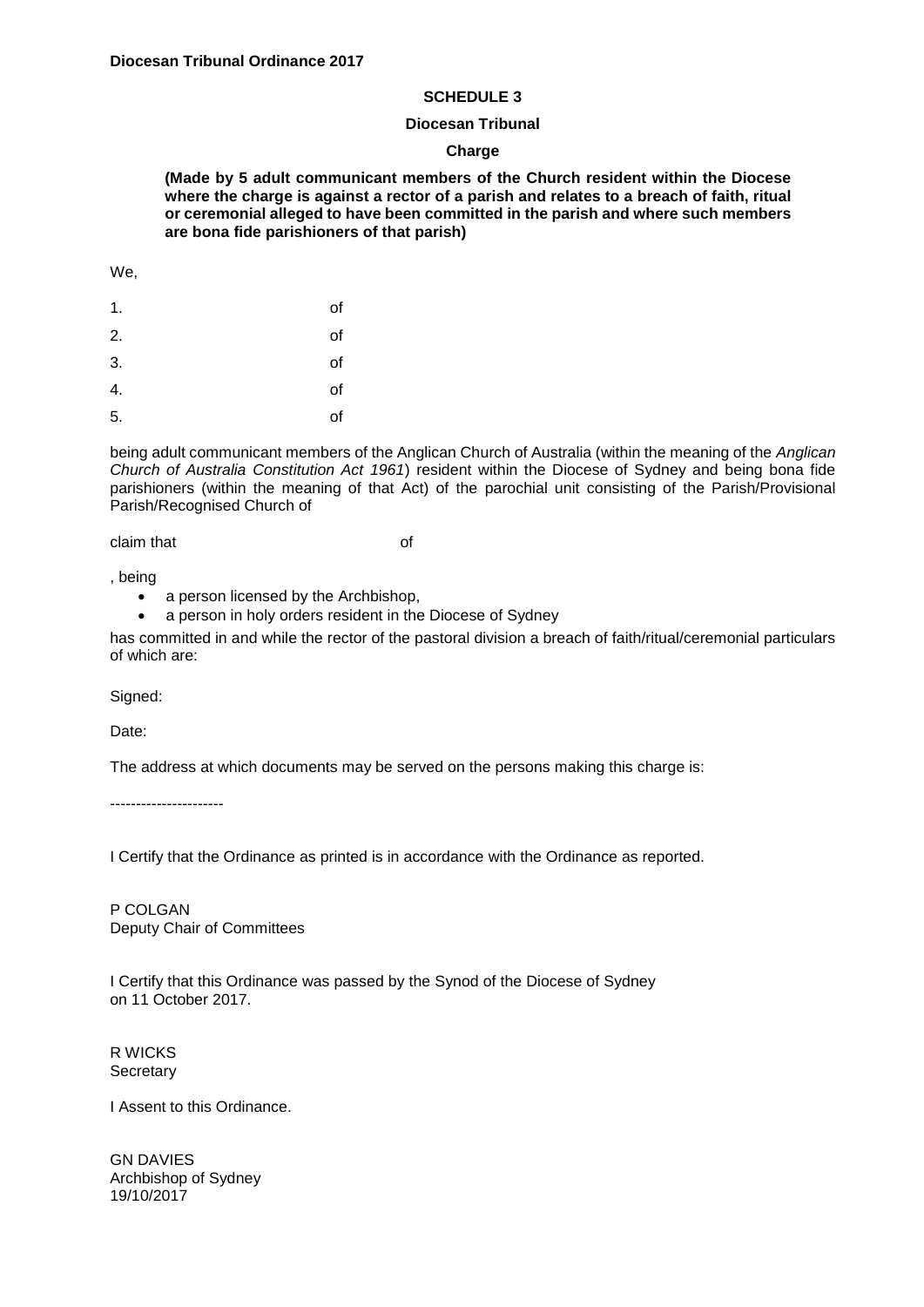**Diocesan Tribunal Ordinance 2017**

**SCHEDULE 3**

**Diocesan Tribunal**

**Charge**

**(Made by 5 adult communicant members of the Church resident within the Diocese where the charge is against a rector of a parish and relates to a breach of faith, ritual or ceremonial alleged to have been committed in the parish and where such members are bona fide parishioners of that parish)**

We,

1. of
2. of
3. of
4. of
5. of

being adult communicant members of the Anglican Church of Australia (within the meaning of the *Anglican Church of Australia Constitution Act 1961*) resident within the Diocese of Sydney and being bona fide parishioners (within the meaning of that Act) of the parochial unit consisting of the Parish/Provisional Parish/Recognised Church of

claim that of

, being

- a person licensed by the Archbishop,
- a person in holy orders resident in the Diocese of Sydney

has committed in and while the rector of the pastoral division a breach of faith/ritual/ceremonial particulars of which are:

Signed:

Date:

The address at which documents may be served on the persons making this charge is:

----------------------

I Certify that the Ordinance as printed is in accordance with the Ordinance as reported.

P COLGAN
Deputy Chair of Committees

I Certify that this Ordinance was passed by the Synod of the Diocese of Sydney on 11 October 2017.

R WICKS
Secretary

I Assent to this Ordinance.

GN DAVIES
Archbishop of Sydney
19/10/2017